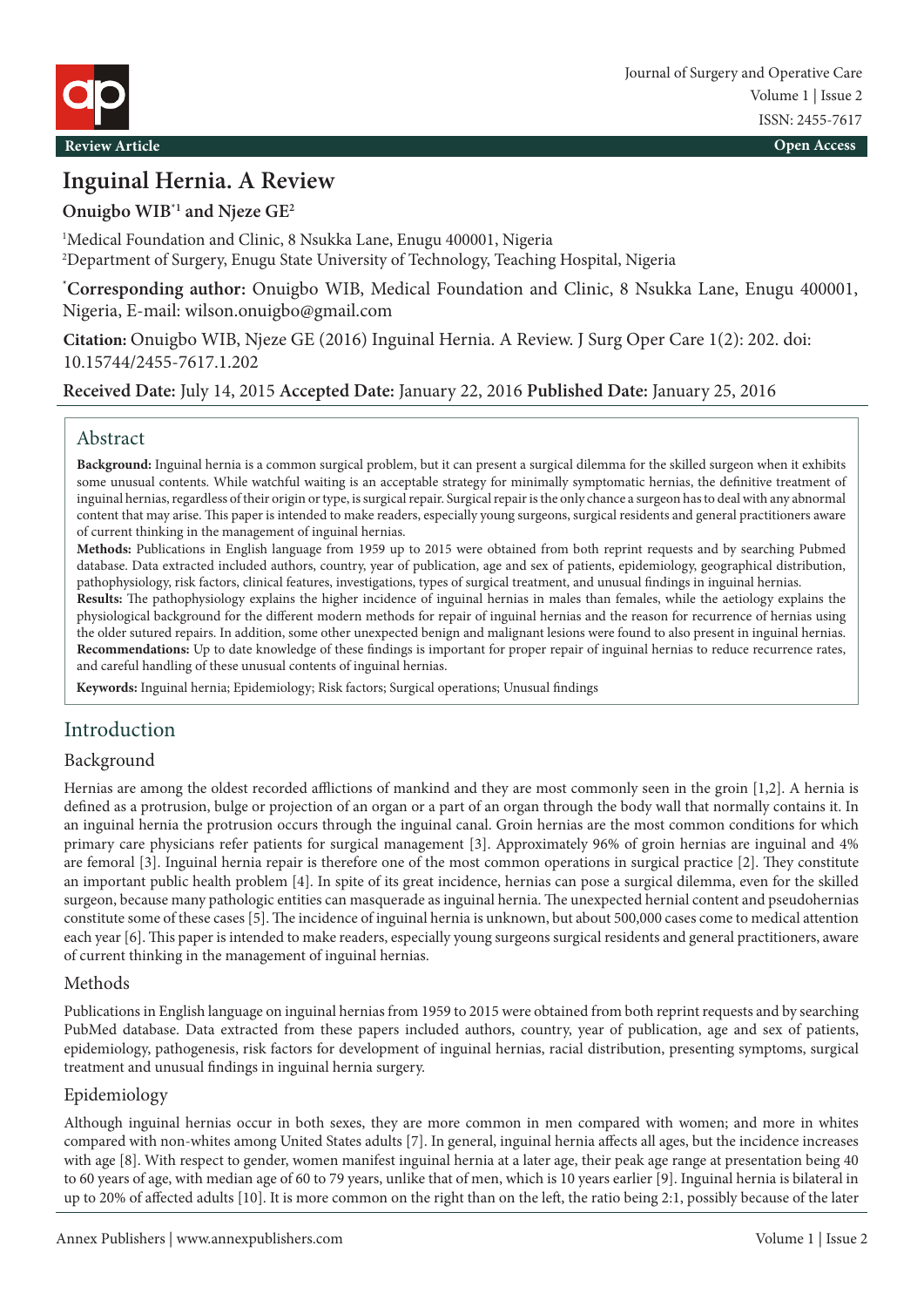Review Article

Open Access

# Inguinal Hernia. A Review

**Onuigbo WIB[*1] and Njeze GE[2]**

[1]Medical Foundation and Clinic, 8 Nsukka Lane, Enugu 400001, Nigeria
[2]Department of Surgery, Enugu State University of Technology, Teaching Hospital, Nigeria

[*]**Corresponding author:** Onuigbo WIB, Medical Foundation and Clinic, 8 Nsukka Lane, Enugu 400001, Nigeria, E-mail: wilson.onuigbo@gmail.com

**Citation:** Onuigbo WIB, Njeze GE (2016) Inguinal Hernia. A Review. J Surg Oper Care 1(2): 202. doi: 10.15744/2455-7617.1.202

**Received Date:** July 14, 2015 **Accepted Date:** January 22, 2016 **Published Date:** January 25, 2016

## Abstract

**Background:** Inguinal hernia is a common surgical problem, but it can present a surgical dilemma for the skilled surgeon when it exhibits some unusual contents. While watchful waiting is an acceptable strategy for minimally symptomatic hernias, the definitive treatment of inguinal hernias, regardless of their origin or type, is surgical repair. Surgical repair is the only chance a surgeon has to deal with any abnormal content that may arise. This paper is intended to make readers, especially young surgeons, surgical residents and general practitioners aware of current thinking in the management of inguinal hernias.

**Methods:** Publications in English language from 1959 up to 2015 were obtained from both reprint requests and by searching Pubmed database. Data extracted included authors, country, year of publication, age and sex of patients, epidemiology, geographical distribution, pathophysiology, risk factors, clinical features, investigations, types of surgical treatment, and unusual findings in inguinal hernias.

**Results:** The pathophysiology explains the higher incidence of inguinal hernias in males than females, while the aetiology explains the physiological background for the different modern methods for repair of inguinal hernias and the reason for recurrence of hernias using the older sutured repairs. In addition, some other unexpected benign and malignant lesions were found to also present in inguinal hernias.

**Recommendations:** Up to date knowledge of these findings is important for proper repair of inguinal hernias to reduce recurrence rates, and careful handling of these unusual contents of inguinal hernias.

**Keywords:** Inguinal hernia; Epidemiology; Risk factors; Surgical operations; Unusual findings

## Introduction

### Background

Hernias are among the oldest recorded afflictions of mankind and they are most commonly seen in the groin [1,2]. A hernia is defined as a protrusion, bulge or projection of an organ or a part of an organ through the body wall that normally contains it. In an inguinal hernia the protrusion occurs through the inguinal canal. Groin hernias are the most common conditions for which primary care physicians refer patients for surgical management [3]. Approximately 96% of groin hernias are inguinal and 4% are femoral [3]. Inguinal hernia repair is therefore one of the most common operations in surgical practice [2]. They constitute an important public health problem [4]. In spite of its great incidence, hernias can pose a surgical dilemma, even for the skilled surgeon, because many pathologic entities can masquerade as inguinal hernia. The unexpected hernial content and pseudohernias constitute some of these cases [5]. The incidence of inguinal hernia is unknown, but about 500,000 cases come to medical attention each year [6]. This paper is intended to make readers, especially young surgeons surgical residents and general practitioners, aware of current thinking in the management of inguinal hernias.

### Methods

Publications in English language on inguinal hernias from 1959 to 2015 were obtained from both reprint requests and by searching PubMed database. Data extracted from these papers included authors, country, year of publication, age and sex of patients, epidemiology, pathogenesis, risk factors for development of inguinal hernias, racial distribution, presenting symptoms, surgical treatment and unusual findings in inguinal hernia surgery.

### Epidemiology

Although inguinal hernias occur in both sexes, they are more common in men compared with women; and more in whites compared with non-whites among United States adults [7]. In general, inguinal hernia affects all ages, but the incidence increases with age [8]. With respect to gender, women manifest inguinal hernia at a later age, their peak age range at presentation being 40 to 60 years of age, with median age of 60 to 79 years, unlike that of men, which is 10 years earlier [9]. Inguinal hernia is bilateral in up to 20% of affected adults [10]. It is more common on the right than on the left, the ratio being 2:1, possibly because of the later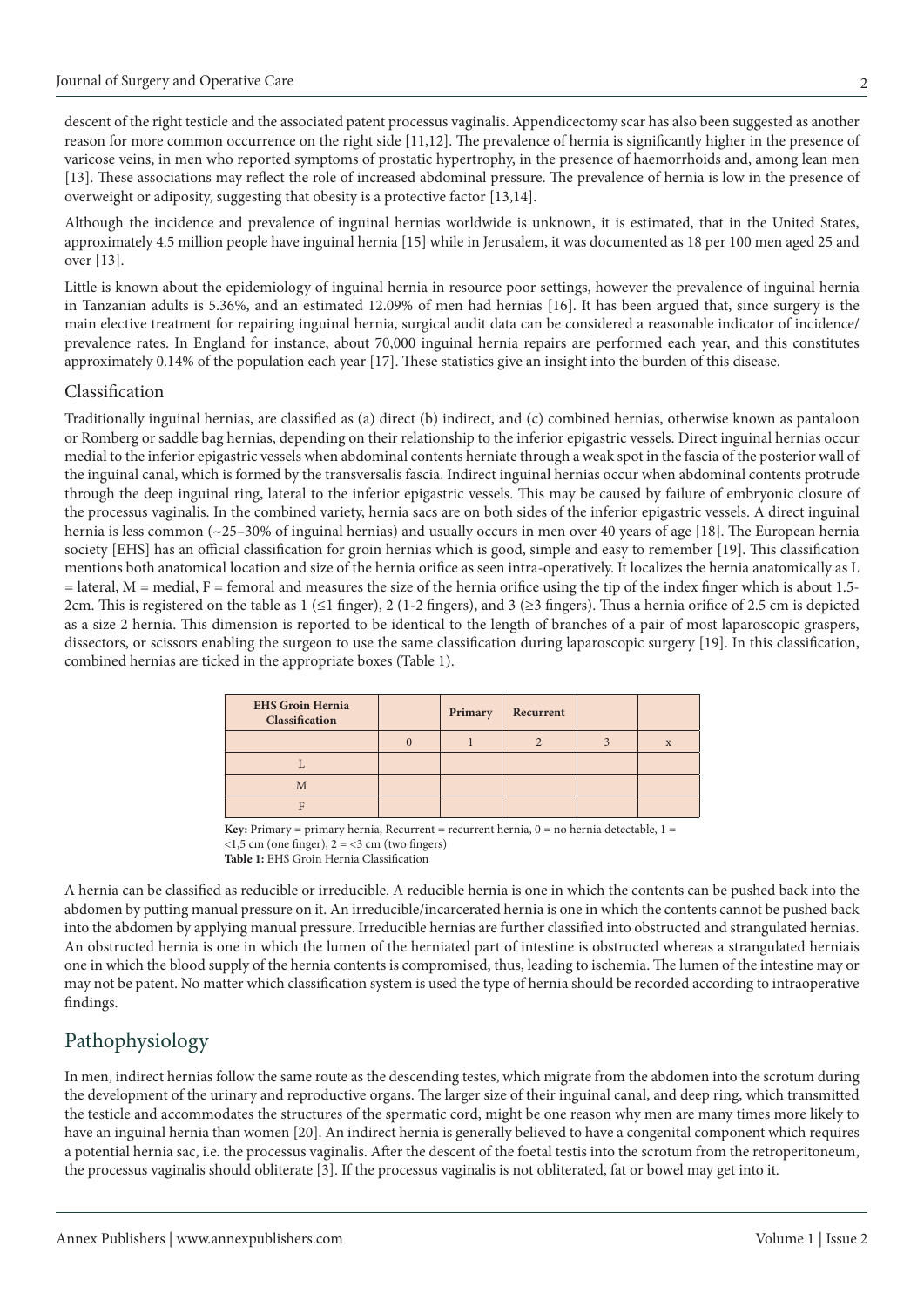descent of the right testicle and the associated patent processus vaginalis. Appendicectomy scar has also been suggested as another reason for more common occurrence on the right side [11,12]. The prevalence of hernia is significantly higher in the presence of varicose veins, in men who reported symptoms of prostatic hypertrophy, in the presence of haemorrhoids and, among lean men [13]. These associations may reflect the role of increased abdominal pressure. The prevalence of hernia is low in the presence of overweight or adiposity, suggesting that obesity is a protective factor [13,14].

Although the incidence and prevalence of inguinal hernias worldwide is unknown, it is estimated, that in the United States, approximately 4.5 million people have inguinal hernia [15] while in Jerusalem, it was documented as 18 per 100 men aged 25 and over [13].

Little is known about the epidemiology of inguinal hernia in resource poor settings, however the prevalence of inguinal hernia in Tanzanian adults is 5.36%, and an estimated 12.09% of men had hernias [16]. It has been argued that, since surgery is the main elective treatment for repairing inguinal hernia, surgical audit data can be considered a reasonable indicator of incidence/prevalence rates. In England for instance, about 70,000 inguinal hernia repairs are performed each year, and this constitutes approximately 0.14% of the population each year [17]. These statistics give an insight into the burden of this disease.

### Classification

Traditionally inguinal hernias, are classified as (a) direct (b) indirect, and (c) combined hernias, otherwise known as pantaloon or Romberg or saddle bag hernias, depending on their relationship to the inferior epigastric vessels. Direct inguinal hernias occur medial to the inferior epigastric vessels when abdominal contents herniate through a weak spot in the fascia of the posterior wall of the inguinal canal, which is formed by the transversalis fascia. Indirect inguinal hernias occur when abdominal contents protrude through the deep inguinal ring, lateral to the inferior epigastric vessels. This may be caused by failure of embryonic closure of the processus vaginalis. In the combined variety, hernia sacs are on both sides of the inferior epigastric vessels. A direct inguinal hernia is less common (~25–30% of inguinal hernias) and usually occurs in men over 40 years of age [18]. The European hernia society [EHS] has an official classification for groin hernias which is good, simple and easy to remember [19]. This classification mentions both anatomical location and size of the hernia orifice as seen intra-operatively. It localizes the hernia anatomically as L = lateral, M = medial, F = femoral and measures the size of the hernia orifice using the tip of the index finger which is about 1.5-2cm. This is registered on the table as 1 (≤1 finger), 2 (1-2 fingers), and 3 (≥3 fingers). Thus a hernia orifice of 2.5 cm is depicted as a size 2 hernia. This dimension is reported to be identical to the length of branches of a pair of most laparoscopic graspers, dissectors, or scissors enabling the surgeon to use the same classification during laparoscopic surgery [19]. In this classification, combined hernias are ticked in the appropriate boxes (Table 1).

| **EHS Groin Hernia Classification** | | Primary | Recurrent | | |
|---|---|---|---|---|---|
| | 0 | 1 | 2 | 3 | x |
| L | | | | | |
| M | | | | | |
| F | | | | | |

**Key:** Primary = primary hernia, Recurrent = recurrent hernia, 0 = no hernia detectable, 1 = <1,5 cm (one finger), 2 = <3 cm (two fingers)

**Table 1:** EHS Groin Hernia Classification

A hernia can be classified as reducible or irreducible. A reducible hernia is one in which the contents can be pushed back into the abdomen by putting manual pressure on it. An irreducible/incarcerated hernia is one in which the contents cannot be pushed back into the abdomen by applying manual pressure. Irreducible hernias are further classified into obstructed and strangulated hernias. An obstructed hernia is one in which the lumen of the herniated part of intestine is obstructed whereas a strangulated herniais one in which the blood supply of the hernia contents is compromised, thus, leading to ischemia. The lumen of the intestine may or may not be patent. No matter which classification system is used the type of hernia should be recorded according to intraoperative findings.

## Pathophysiology

In men, indirect hernias follow the same route as the descending testes, which migrate from the abdomen into the scrotum during the development of the urinary and reproductive organs. The larger size of their inguinal canal, and deep ring, which transmitted the testicle and accommodates the structures of the spermatic cord, might be one reason why men are many times more likely to have an inguinal hernia than women [20]. An indirect hernia is generally believed to have a congenital component which requires a potential hernia sac, i.e. the processus vaginalis. After the descent of the foetal testis into the scrotum from the retroperitoneum, the processus vaginalis should obliterate [3]. If the processus vaginalis is not obliterated, fat or bowel may get into it.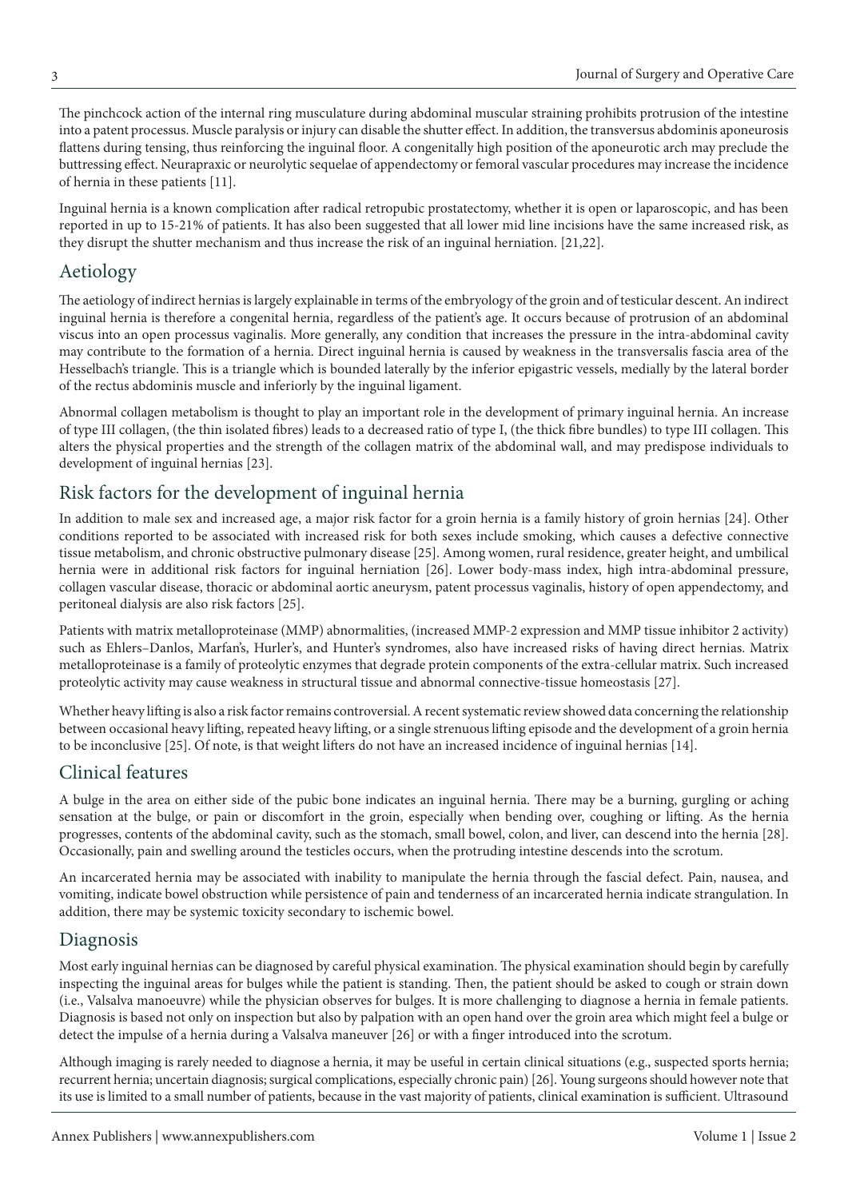The pinchcock action of the internal ring musculature during abdominal muscular straining prohibits protrusion of the intestine into a patent processus. Muscle paralysis or injury can disable the shutter effect. In addition, the transversus abdominis aponeurosis flattens during tensing, thus reinforcing the inguinal floor. A congenitally high position of the aponeurotic arch may preclude the buttressing effect. Neurapraxic or neurolytic sequelae of appendectomy or femoral vascular procedures may increase the incidence of hernia in these patients [11].

Inguinal hernia is a known complication after radical retropubic prostatectomy, whether it is open or laparoscopic, and has been reported in up to 15-21% of patients. It has also been suggested that all lower mid line incisions have the same increased risk, as they disrupt the shutter mechanism and thus increase the risk of an inguinal herniation. [21,22].

## Aetiology

The aetiology of indirect hernias is largely explainable in terms of the embryology of the groin and of testicular descent. An indirect inguinal hernia is therefore a congenital hernia, regardless of the patient's age. It occurs because of protrusion of an abdominal viscus into an open processus vaginalis. More generally, any condition that increases the pressure in the intra-abdominal cavity may contribute to the formation of a hernia. Direct inguinal hernia is caused by weakness in the transversalis fascia area of the Hesselbach's triangle. This is a triangle which is bounded laterally by the inferior epigastric vessels, medially by the lateral border of the rectus abdominis muscle and inferiorly by the inguinal ligament.

Abnormal collagen metabolism is thought to play an important role in the development of primary inguinal hernia. An increase of type III collagen, (the thin isolated fibres) leads to a decreased ratio of type I, (the thick fibre bundles) to type III collagen. This alters the physical properties and the strength of the collagen matrix of the abdominal wall, and may predispose individuals to development of inguinal hernias [23].

## Risk factors for the development of inguinal hernia

In addition to male sex and increased age, a major risk factor for a groin hernia is a family history of groin hernias [24]. Other conditions reported to be associated with increased risk for both sexes include smoking, which causes a defective connective tissue metabolism, and chronic obstructive pulmonary disease [25]. Among women, rural residence, greater height, and umbilical hernia were in additional risk factors for inguinal herniation [26]. Lower body-mass index, high intra-abdominal pressure, collagen vascular disease, thoracic or abdominal aortic aneurysm, patent processus vaginalis, history of open appendectomy, and peritoneal dialysis are also risk factors [25].

Patients with matrix metalloproteinase (MMP) abnormalities, (increased MMP-2 expression and MMP tissue inhibitor 2 activity) such as Ehlers–Danlos, Marfan's, Hurler's, and Hunter's syndromes, also have increased risks of having direct hernias. Matrix metalloproteinase is a family of proteolytic enzymes that degrade protein components of the extra-cellular matrix. Such increased proteolytic activity may cause weakness in structural tissue and abnormal connective-tissue homeostasis [27].

Whether heavy lifting is also a risk factor remains controversial. A recent systematic review showed data concerning the relationship between occasional heavy lifting, repeated heavy lifting, or a single strenuous lifting episode and the development of a groin hernia to be inconclusive [25]. Of note, is that weight lifters do not have an increased incidence of inguinal hernias [14].

## Clinical features

A bulge in the area on either side of the pubic bone indicates an inguinal hernia. There may be a burning, gurgling or aching sensation at the bulge, or pain or discomfort in the groin, especially when bending over, coughing or lifting. As the hernia progresses, contents of the abdominal cavity, such as the stomach, small bowel, colon, and liver, can descend into the hernia [28]. Occasionally, pain and swelling around the testicles occurs, when the protruding intestine descends into the scrotum.

An incarcerated hernia may be associated with inability to manipulate the hernia through the fascial defect. Pain, nausea, and vomiting, indicate bowel obstruction while persistence of pain and tenderness of an incarcerated hernia indicate strangulation. In addition, there may be systemic toxicity secondary to ischemic bowel.

## Diagnosis

Most early inguinal hernias can be diagnosed by careful physical examination. The physical examination should begin by carefully inspecting the inguinal areas for bulges while the patient is standing. Then, the patient should be asked to cough or strain down (i.e., Valsalva manoeuvre) while the physician observes for bulges. It is more challenging to diagnose a hernia in female patients. Diagnosis is based not only on inspection but also by palpation with an open hand over the groin area which might feel a bulge or detect the impulse of a hernia during a Valsalva maneuver [26] or with a finger introduced into the scrotum.

Although imaging is rarely needed to diagnose a hernia, it may be useful in certain clinical situations (e.g., suspected sports hernia; recurrent hernia; uncertain diagnosis; surgical complications, especially chronic pain) [26]. Young surgeons should however note that its use is limited to a small number of patients, because in the vast majority of patients, clinical examination is sufficient. Ultrasound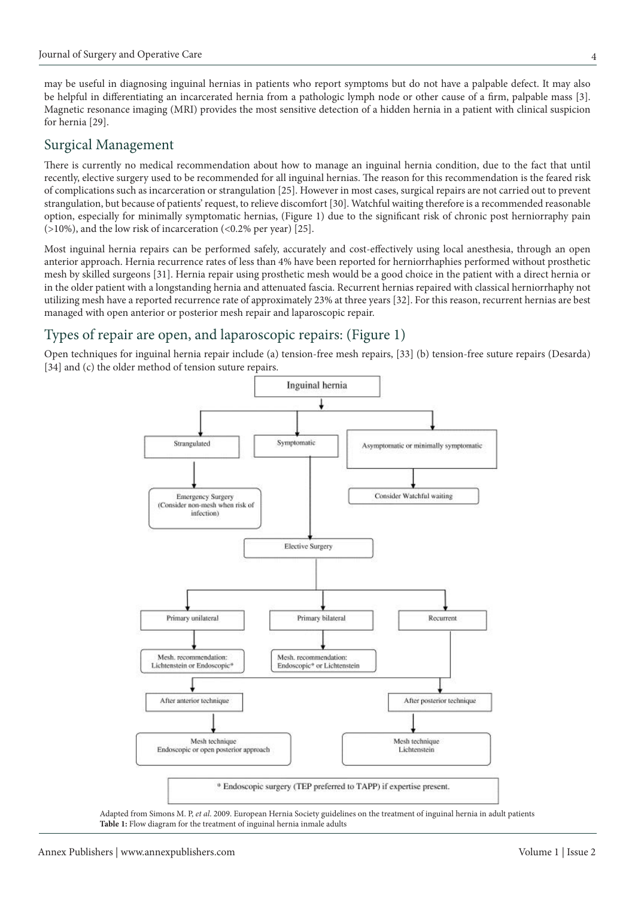may be useful in diagnosing inguinal hernias in patients who report symptoms but do not have a palpable defect. It may also be helpful in differentiating an incarcerated hernia from a pathologic lymph node or other cause of a firm, palpable mass [3]. Magnetic resonance imaging (MRI) provides the most sensitive detection of a hidden hernia in a patient with clinical suspicion for hernia [29].

## Surgical Management

There is currently no medical recommendation about how to manage an inguinal hernia condition, due to the fact that until recently, elective surgery used to be recommended for all inguinal hernias. The reason for this recommendation is the feared risk of complications such as incarceration or strangulation [25]. However in most cases, surgical repairs are not carried out to prevent strangulation, but because of patients' request, to relieve discomfort [30]. Watchful waiting therefore is a recommended reasonable option, especially for minimally symptomatic hernias, (Figure 1) due to the significant risk of chronic post herniorraphy pain (>10%), and the low risk of incarceration (<0.2% per year) [25].

Most inguinal hernia repairs can be performed safely, accurately and cost-effectively using local anesthesia, through an open anterior approach. Hernia recurrence rates of less than 4% have been reported for herniorrhaphies performed without prosthetic mesh by skilled surgeons [31]. Hernia repair using prosthetic mesh would be a good choice in the patient with a direct hernia or in the older patient with a longstanding hernia and attenuated fascia. Recurrent hernias repaired with classical herniorrhaphy not utilizing mesh have a reported recurrence rate of approximately 23% at three years [32]. For this reason, recurrent hernias are best managed with open anterior or posterior mesh repair and laparoscopic repair.

## Types of repair are open, and laparoscopic repairs: (Figure 1)

Open techniques for inguinal hernia repair include (a) tension-free mesh repairs, [33] (b) tension-free suture repairs (Desarda) [34] and (c) the older method of tension suture repairs.

- Inguinal hernia
  - Strangulated → Emergency Surgery (Consider non-mesh when risk of infection)
  - Symptomatic → Elective Surgery
    - Primary unilateral → Mesh. recommendation: Lichtenstein or Endoscopic*
    - Primary bilateral → Mesh. recommendation: Endoscopic* or Lichtenstein
    - Recurrent
      - After anterior technique → Mesh technique Endoscopic or open posterior approach
      - After posterior technique → Mesh technique Lichtenstein
  - Asymptomatic or minimally symptomatic → Consider Watchful waiting

\* Endoscopic surgery (TEP preferred to TAPP) if expertise present.

Adapted from Simons M. P, *et al*. 2009. European Hernia Society guidelines on the treatment of inguinal hernia in adult patients

**Table 1:** Flow diagram for the treatment of inguinal hernia inmale adults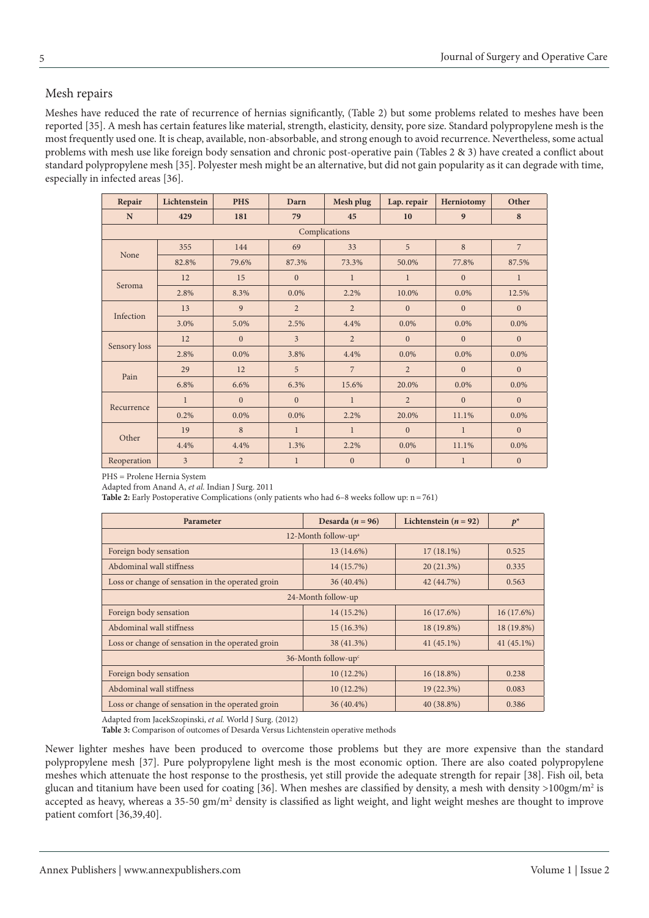## Mesh repairs

Meshes have reduced the rate of recurrence of hernias significantly, (Table 2) but some problems related to meshes have been reported [35]. A mesh has certain features like material, strength, elasticity, density, pore size. Standard polypropylene mesh is the most frequently used one. It is cheap, available, non-absorbable, and strong enough to avoid recurrence. Nevertheless, some actual problems with mesh use like foreign body sensation and chronic post-operative pain (Tables 2 & 3) have created a conflict about standard polypropylene mesh [35]. Polyester mesh might be an alternative, but did not gain popularity as it can degrade with time, especially in infected areas [36].

| Repair | Lichtenstein | PHS | Darn | Mesh plug | Lap. repair | Herniotomy | Other |
|---|---|---|---|---|---|---|---|
| N | 429 | 181 | 79 | 45 | 10 | 9 | 8 |
| Complications | | | | | | | |
| None | 355 | 144 | 69 | 33 | 5 | 8 | 7 |
| | 82.8% | 79.6% | 87.3% | 73.3% | 50.0% | 77.8% | 87.5% |
| Seroma | 12 | 15 | 0 | 1 | 1 | 0 | 1 |
| | 2.8% | 8.3% | 0.0% | 2.2% | 10.0% | 0.0% | 12.5% |
| Infection | 13 | 9 | 2 | 2 | 0 | 0 | 0 |
| | 3.0% | 5.0% | 2.5% | 4.4% | 0.0% | 0.0% | 0.0% |
| Sensory loss | 12 | 0 | 3 | 2 | 0 | 0 | 0 |
| | 2.8% | 0.0% | 3.8% | 4.4% | 0.0% | 0.0% | 0.0% |
| Pain | 29 | 12 | 5 | 7 | 2 | 0 | 0 |
| | 6.8% | 6.6% | 6.3% | 15.6% | 20.0% | 0.0% | 0.0% |
| Recurrence | 1 | 0 | 0 | 1 | 2 | 0 | 0 |
| | 0.2% | 0.0% | 0.0% | 2.2% | 20.0% | 11.1% | 0.0% |
| Other | 19 | 8 | 1 | 1 | 0 | 1 | 0 |
| | 4.4% | 4.4% | 1.3% | 2.2% | 0.0% | 11.1% | 0.0% |
| Reoperation | 3 | 2 | 1 | 0 | 0 | 1 | 0 |

PHS = Prolene Hernia System

Adapted from Anand A, *et al.* Indian J Surg. 2011

**Table 2:** Early Postoperative Complications (only patients who had 6–8 weeks follow up: n = 761)

| Parameter | Desarda ($n = 96$) | Lichtenstein ($n = 92$) | $p^*$ |
|---|---|---|---|
| 12-Month follow-up[a] | | | |
| Foreign body sensation | 13 (14.6%) | 17 (18.1%) | 0.525 |
| Abdominal wall stiffness | 14 (15.7%) | 20 (21.3%) | 0.335 |
| Loss or change of sensation in the operated groin | 36 (40.4%) | 42 (44.7%) | 0.563 |
| 24-Month follow-up | | | |
| Foreign body sensation | 14 (15.2%) | 16 (17.6%) | 16 (17.6%) |
| Abdominal wall stiffness | 15 (16.3%) | 18 (19.8%) | 18 (19.8%) |
| Loss or change of sensation in the operated groin | 38 (41.3%) | 41 (45.1%) | 41 (45.1%) |
| 36-Month follow-up[c] | | | |
| Foreign body sensation | 10 (12.2%) | 16 (18.8%) | 0.238 |
| Abdominal wall stiffness | 10 (12.2%) | 19 (22.3%) | 0.083 |
| Loss or change of sensation in the operated groin | 36 (40.4%) | 40 (38.8%) | 0.386 |

Adapted from JacekSzopinski, *et al.* World J Surg. (2012)

**Table 3:** Comparison of outcomes of Desarda Versus Lichtenstein operative methods

Newer lighter meshes have been produced to overcome those problems but they are more expensive than the standard polypropylene mesh [37]. Pure polypropylene light mesh is the most economic option. There are also coated polypropylene meshes which attenuate the host response to the prosthesis, yet still provide the adequate strength for repair [38]. Fish oil, beta glucan and titanium have been used for coating [36]. When meshes are classified by density, a mesh with density >100gm/m$^2$ is accepted as heavy, whereas a 35-50 gm/m$^2$ density is classified as light weight, and light weight meshes are thought to improve patient comfort [36,39,40].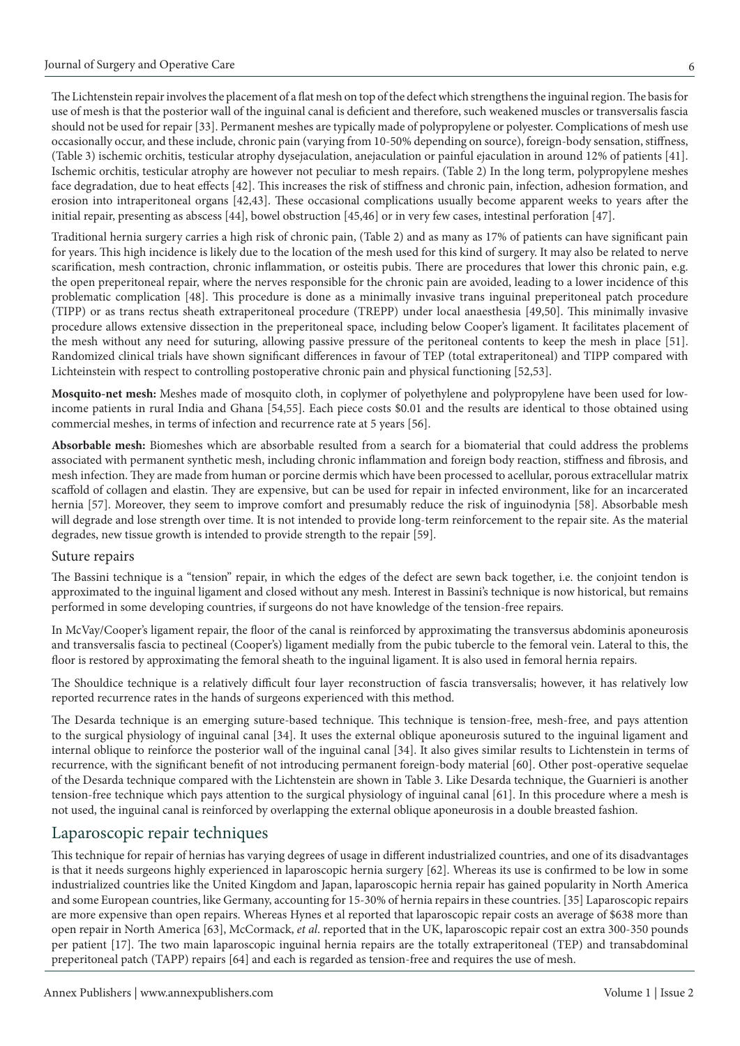The Lichtenstein repair involves the placement of a flat mesh on top of the defect which strengthens the inguinal region. The basis for use of mesh is that the posterior wall of the inguinal canal is deficient and therefore, such weakened muscles or transversalis fascia should not be used for repair [33]. Permanent meshes are typically made of polypropylene or polyester. Complications of mesh use occasionally occur, and these include, chronic pain (varying from 10-50% depending on source), foreign-body sensation, stiffness, (Table 3) ischemic orchitis, testicular atrophy dysejaculation, anejaculation or painful ejaculation in around 12% of patients [41]. Ischemic orchitis, testicular atrophy are however not peculiar to mesh repairs. (Table 2) In the long term, polypropylene meshes face degradation, due to heat effects [42]. This increases the risk of stiffness and chronic pain, infection, adhesion formation, and erosion into intraperitoneal organs [42,43]. These occasional complications usually become apparent weeks to years after the initial repair, presenting as abscess [44], bowel obstruction [45,46] or in very few cases, intestinal perforation [47].

Traditional hernia surgery carries a high risk of chronic pain, (Table 2) and as many as 17% of patients can have significant pain for years. This high incidence is likely due to the location of the mesh used for this kind of surgery. It may also be related to nerve scarification, mesh contraction, chronic inflammation, or osteitis pubis. There are procedures that lower this chronic pain, e.g. the open preperitoneal repair, where the nerves responsible for the chronic pain are avoided, leading to a lower incidence of this problematic complication [48]. This procedure is done as a minimally invasive trans inguinal preperitoneal patch procedure (TIPP) or as trans rectus sheath extraperitoneal procedure (TREPP) under local anaesthesia [49,50]. This minimally invasive procedure allows extensive dissection in the preperitoneal space, including below Cooper's ligament. It facilitates placement of the mesh without any need for suturing, allowing passive pressure of the peritoneal contents to keep the mesh in place [51]. Randomized clinical trials have shown significant differences in favour of TEP (total extraperitoneal) and TIPP compared with Lichteinstein with respect to controlling postoperative chronic pain and physical functioning [52,53].

**Mosquito-net mesh:** Meshes made of mosquito cloth, in coplymer of polyethylene and polypropylene have been used for low-income patients in rural India and Ghana [54,55]. Each piece costs $0.01 and the results are identical to those obtained using commercial meshes, in terms of infection and recurrence rate at 5 years [56].

**Absorbable mesh:** Biomeshes which are absorbable resulted from a search for a biomaterial that could address the problems associated with permanent synthetic mesh, including chronic inflammation and foreign body reaction, stiffness and fibrosis, and mesh infection. They are made from human or porcine dermis which have been processed to acellular, porous extracellular matrix scaffold of collagen and elastin. They are expensive, but can be used for repair in infected environment, like for an incarcerated hernia [57]. Moreover, they seem to improve comfort and presumably reduce the risk of inguinodynia [58]. Absorbable mesh will degrade and lose strength over time. It is not intended to provide long-term reinforcement to the repair site. As the material degrades, new tissue growth is intended to provide strength to the repair [59].

### Suture repairs

The Bassini technique is a "tension" repair, in which the edges of the defect are sewn back together, i.e. the conjoint tendon is approximated to the inguinal ligament and closed without any mesh. Interest in Bassini's technique is now historical, but remains performed in some developing countries, if surgeons do not have knowledge of the tension-free repairs.

In McVay/Cooper's ligament repair, the floor of the canal is reinforced by approximating the transversus abdominis aponeurosis and transversalis fascia to pectineal (Cooper's) ligament medially from the pubic tubercle to the femoral vein. Lateral to this, the floor is restored by approximating the femoral sheath to the inguinal ligament. It is also used in femoral hernia repairs.

The Shouldice technique is a relatively difficult four layer reconstruction of fascia transversalis; however, it has relatively low reported recurrence rates in the hands of surgeons experienced with this method.

The Desarda technique is an emerging suture-based technique. This technique is tension-free, mesh-free, and pays attention to the surgical physiology of inguinal canal [34]. It uses the external oblique aponeurosis sutured to the inguinal ligament and internal oblique to reinforce the posterior wall of the inguinal canal [34]. It also gives similar results to Lichtenstein in terms of recurrence, with the significant benefit of not introducing permanent foreign-body material [60]. Other post-operative sequelae of the Desarda technique compared with the Lichtenstein are shown in Table 3. Like Desarda technique, the Guarnieri is another tension-free technique which pays attention to the surgical physiology of inguinal canal [61]. In this procedure where a mesh is not used, the inguinal canal is reinforced by overlapping the external oblique aponeurosis in a double breasted fashion.

## Laparoscopic repair techniques

This technique for repair of hernias has varying degrees of usage in different industrialized countries, and one of its disadvantages is that it needs surgeons highly experienced in laparoscopic hernia surgery [62]. Whereas its use is confirmed to be low in some industrialized countries like the United Kingdom and Japan, laparoscopic hernia repair has gained popularity in North America and some European countries, like Germany, accounting for 15-30% of hernia repairs in these countries. [35] Laparoscopic repairs are more expensive than open repairs. Whereas Hynes et al reported that laparoscopic repair costs an average of $638 more than open repair in North America [63], McCormack, *et al*. reported that in the UK, laparoscopic repair cost an extra 300-350 pounds per patient [17]. The two main laparoscopic inguinal hernia repairs are the totally extraperitoneal (TEP) and transabdominal preperitoneal patch (TAPP) repairs [64] and each is regarded as tension-free and requires the use of mesh.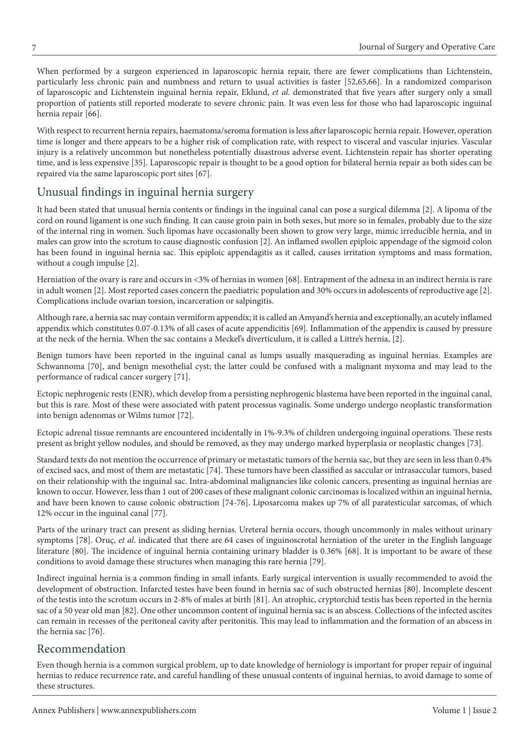When performed by a surgeon experienced in laparoscopic hernia repair, there are fewer complications than Lichtenstein, particularly less chronic pain and numbness and return to usual activities is faster [52,65,66]. In a randomized comparison of laparoscopic and Lichtenstein inguinal hernia repair, Eklund, *et al.* demonstrated that five years after surgery only a small proportion of patients still reported moderate to severe chronic pain. It was even less for those who had laparoscopic inguinal hernia repair [66].

With respect to recurrent hernia repairs, haematoma/seroma formation is less after laparoscopic hernia repair. However, operation time is longer and there appears to be a higher risk of complication rate, with respect to visceral and vascular injuries. Vascular injury is a relatively uncommon but nonetheless potentially disastrous adverse event. Lichtenstein repair has shorter operating time, and is less expensive [35]. Laparoscopic repair is thought to be a good option for bilateral hernia repair as both sides can be repaired via the same laparoscopic port sites [67].

## Unusual findings in inguinal hernia surgery

It had been stated that unusual hernia contents or findings in the inguinal canal can pose a surgical dilemma [2]. A lipoma of the cord on round ligament is one such finding. It can cause groin pain in both sexes, but more so in females, probably due to the size of the internal ring in women. Such lipomas have occasionally been shown to grow very large, mimic irreducible hernia, and in males can grow into the scrotum to cause diagnostic confusion [2]. An inflamed swollen epiploic appendage of the sigmoid colon has been found in inguinal hernia sac. This epiploic appendagitis as it called, causes irritation symptoms and mass formation, without a cough impulse [2].

Herniation of the ovary is rare and occurs in <3% of hernias in women [68]. Entrapment of the adnexa in an indirect hernia is rare in adult women [2]. Most reported cases concern the paediatric population and 30% occurs in adolescents of reproductive age [2]. Complications include ovarian torsion, incarceration or salpingitis.

Although rare, a hernia sac may contain vermiform appendix; it is called an Amyand's hernia and exceptionally, an acutely inflamed appendix which constitutes 0.07-0.13% of all cases of acute appendicitis [69]. Inflammation of the appendix is caused by pressure at the neck of the hernia. When the sac contains a Meckel's diverticulum, it is called a Littre's hernia, [2].

Benign tumors have been reported in the inguinal canal as lumps usually masquerading as inguinal hernias. Examples are Schwannoma [70], and benign mesothelial cyst; the latter could be confused with a malignant myxoma and may lead to the performance of radical cancer surgery [71].

Ectopic nephrogenic rests (ENR), which develop from a persisting nephrogenic blastema have been reported in the inguinal canal, but this is rare. Most of these were associated with patent processus vaginalis. Some undergo undergo neoplastic transformation into benign adenomas or Wilms tumor [72].

Ectopic adrenal tissue remnants are encountered incidentally in 1%-9.3% of children undergoing inguinal operations. These rests present as bright yellow nodules, and should be removed, as they may undergo marked hyperplasia or neoplastic changes [73].

Standard texts do not mention the occurrence of primary or metastatic tumors of the hernia sac, but they are seen in less than 0.4% of excised sacs, and most of them are metastatic [74]. These tumors have been classified as saccular or intrasaccular tumors, based on their relationship with the inguinal sac. Intra-abdominal malignancies like colonic cancers, presenting as inguinal hernias are known to occur. However, less than 1 out of 200 cases of these malignant colonic carcinomas is localized within an inguinal hernia, and have been known to cause colonic obstruction [74-76]. Liposarcoma makes up 7% of all paratesticular sarcomas, of which 12% occur in the inguinal canal [77].

Parts of the urinary tract can present as sliding hernias. Ureteral hernia occurs, though uncommonly in males without urinary symptoms [78]. Oruç, *et al.* indicated that there are 64 cases of inguinoscrotal herniation of the ureter in the English language literature [80]. The incidence of inguinal hernia containing urinary bladder is 0.36% [68]. It is important to be aware of these conditions to avoid damage these structures when managing this rare hernia [79].

Indirect inguinal hernia is a common finding in small infants. Early surgical intervention is usually recommended to avoid the development of obstruction. Infarcted testes have been found in hernia sac of such obstructed hernias [80]. Incomplete descent of the testis into the scrotum occurs in 2-8% of males at birth [81]. An atrophic, cryptorchid testis has been reported in the hernia sac of a 50 year old man [82]. One other uncommon content of inguinal hernia sac is an abscess. Collections of the infected ascites can remain in recesses of the peritoneal cavity after peritonitis. This may lead to inflammation and the formation of an abscess in the hernia sac [76].

## Recommendation

Even though hernia is a common surgical problem, up to date knowledge of herniology is important for proper repair of inguinal hernias to reduce recurrence rate, and careful handling of these unusual contents of inguinal hernias, to avoid damage to some of these structures.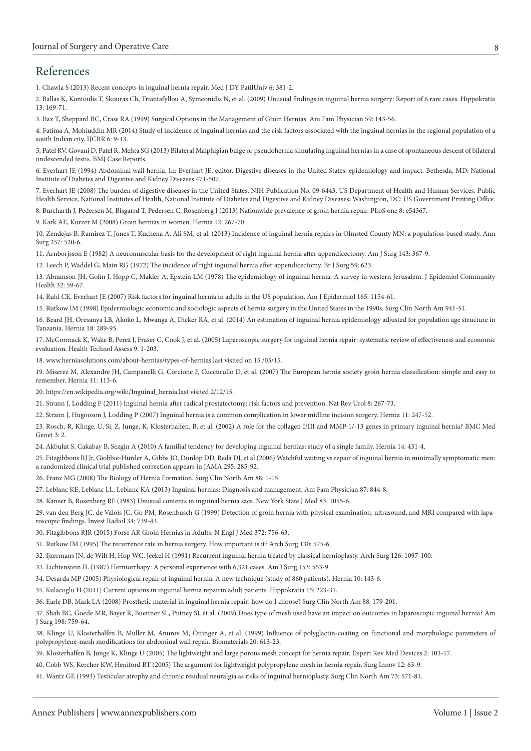## References

1. Chawla S (2013) Recent concepts in inguinal hernia repair. Med J DY PatilUniv 6: 381-2.

2. Ballas K, Kontoulis T, Skouras Ch, Triantafyllou A, Symeonidis N, et al. (2009) Unusual findings in inguinal hernia surgery: Report of 6 rare cases. Hippokratia 13: 169-71.

3. Bax T, Sheppard BC, Crass RA (1999) Surgical Options in the Management of Groin Hernias. Am Fam Physician 59: 143-56.

4. Fatima A, Mohiuddin MR (2014) Study of incidence of inguinal hernias and the risk factors associated with the inguinal hernias in the regional population of a south Indian city. IJCRR 6: 9-13.

5. Patel RV, Govani D, Patel R, Mehta SG (2013) Bilateral Malphigian bulge or pseudohernia simulating inguinal hernias in a case of spontaneous descent of bilateral undescended testis. BMJ Case Reports.

6. Everhart JE (1994) Abdominal wall hernia. In: Everhart JE, editor. Digestive diseases in the United States: epidemiology and impact. Bethesda, MD: National Institute of Diabetes and Digestive and Kidney Diseases 471-507.

7. Everhart JE (2008) The burden of digestive diseases in the United States. NIH Publication No. 09-6443, US Department of Health and Human Services, Public Health Service, National Institutes of Health, National Institute of Diabetes and Digestive and Kidney Diseases; Washington, DC: US Government Printing Office.

8. Burcharth J, Pedersen M, Bisgarrd T, Pedersen C, Rosenberg J (2013) Nationwide prevalence of groin hernia repair. PLoS one 8: e54367.

9. Kark AE, Kurzer M (2008) Groin hernias in women. Hernia 12: 267-70.

10. Zendejas B, Ramirez T, Jones T, Kuchena A, Ali SM, et al. (2013) Incidence of inguinal hernia repairs in Olmsted County MN: a population-based study. Ann Surg 257: 520-6.

11. Arnborjsson E (1982) A neuromuscular basis for the development of right inguinal hernia after appendicectomy. Am J Surg 143: 367-9.

12. Leech P, Waddel G, Main RG (1972) The incidence of right inguinal hernia after appendicectomy. Br J Surg 59: 623.

13. Abramson JH, Gofin J, Hopp C, Makler A, Epstein LM (1978) The epidemiology of inguinal hernia. A survey in western Jerusalem. J Epidemiol Community Health 32: 59-67.

14. Ruhl CE, Everhart JE (2007) Risk factors for inguinal hernia in adults in the US population. Am J Epidermiol 165: 1154-61.

15. Rutkow IM (1998) Epidermiologic economic and sociologic aspects of hernia surgery in the United States in the 1990s. Surg Clin North Am 941-51.

16. Beard JH, Oresanya LB, Akoko L, Mwanga A, Dicker RA, et al. (2014) An estimation of inguinal hernia epidemiology adjusted for population age structure in Tanzania. Hernia 18: 289-95.

17. McCormack K, Wake B, Perez J, Fraser C, Cook J, et al. (2005) Laparoscopic surgery for inguinal hernia repair: systematic review of effectiveness and economic evaluation. Health Technol Assess 9: 1-203.

18. www.herniasolutions.com/about-hernias/types-of-hernias.last visited on 15 /03/15.

19. Miserez M, Alexandre JH, Campanelli G, Corcione F, Cuccurullo D, et al. (2007) The European hernia society groin hernia classification: simple and easy to remember. Hernia 11: 113-6.

20. https://en.wikipedia.org/wiki/Inguinal_hernia.last visited 2/12/15.

21. Strann J, Lodding P (2011) Inguinal hernia after radical prostatectomy: risk factors and prevention. Nat Rev Urol 8: 267-73.

22. Strann J, Hugooson J, Lodding P (2007) Inguinal hernia is a common complication in lower midline incision surgery. Hernia 11: 247-52.

23. Rosch, R, Klinge, U, Si, Z, Junge, K, Klosterhalfen, B, et al. (2002) A role for the collagen I/III and MMP-1/-13 genes in primary inguinal hernia? BMC Med Genet 3: 2.

24. Akbulut S, Cakabay B, Sezgin A (2010) A familial tendency for developing inguinal hernias: study of a single family. Hernia 14: 431-4.

25. Fitzgibbons RJ Jr, Giobbie-Hurder A, Gibbs JO, Dunlop DD, Reda DJ, et al (2006) Watchful waiting vs repair of inguinal hernia in minimally symptomatic men: a randomized clinical trial published correction appears in JAMA 295: 285-92.

26. Franz MG (2008) The Biology of Hernia Formation. Surg Clin North Am 88: 1-15.

27. Leblanc KE, Leblanc LL, Leblanc KA (2013) Inguinal hernias: Diagnosis and management. Am Fam Physician 87: 844-8.

28. Kanzer B, Rosenberg RF (1983) Unusual contents in inguinal hernia sacs. New York State J Med 83: 1055-6.

29. van den Berg JC, de Valois JC, Go PM, Rosenbusch G (1999) Detection of groin hernia with physical examination, ultrasound, and MRI compared with laparoscopic findings. Invest Radiol 34: 739-43.

30. Fitzgibbons RJR (2015) Forse AR Groin Hernias in Adults. N Engl J Med 372: 756-63.

31. Rutkow IM (1995) The recurrence rate in hernia surgery. How important is it? Arch Surg 130: 575-6.

32. Ijzermans JN, de Wilt H, Hop WC, Jeekel H (1991) Recurrent inguinal hernia treated by classical hernioplasty. Arch Surg 126: 1097-100.

33. Lichtenstein IL (1987) Herniorrhapy: A personal experience with 6,321 cases. Am J Surg 153: 553-9.

34. Desarda MP (2005) Physiological repair of inguinal hernia: A new technique (study of 860 patients). Hernia 10: 143-6.

35. Kulacoglu H (2011) Current options in inguinal hernia repairin adult patients. Hippokratia 15: 223-31.

36. Earle DB, Mark LA (2008) Prosthetic material in inguinal hernia repair: how do I choose? Surg Clin North Am 88: 179-201.

37. Shah BC, Goede MR, Bayer R, Buettner SL, Putney SJ, et al. (2009) Does type of mesh used have an impact on outcomes in laparoscopic inguinal hernia? Am J Surg 198: 759-64.

38. Klinge U, Klosterhalfen B, Muller M, Anurov M, Öttinger A, et al. (1999) Influence of polyglactin-coating on functional and morphologic parameters of polypropylene-mesh modifications for abdominal wall repair. Biomaterials 20: 613-23.

39. Klosterhalfen B, Junge K, Klinge U (2005) The lightweight and large porous mesh concept for hernia repair. Expert Rev Med Devices 2: 103-17.

40. Cobb WS, Kercher KW, Heniford BT (2005) The argument for lightweight polypropylene mesh in hernia repair. Surg Innov 12: 63-9.

41. Wantz GE (1993) Testicular atrophy and chronic residual neuralgia as risks of inguinal hernioplasty. Surg Clin North Am 73: 571-81.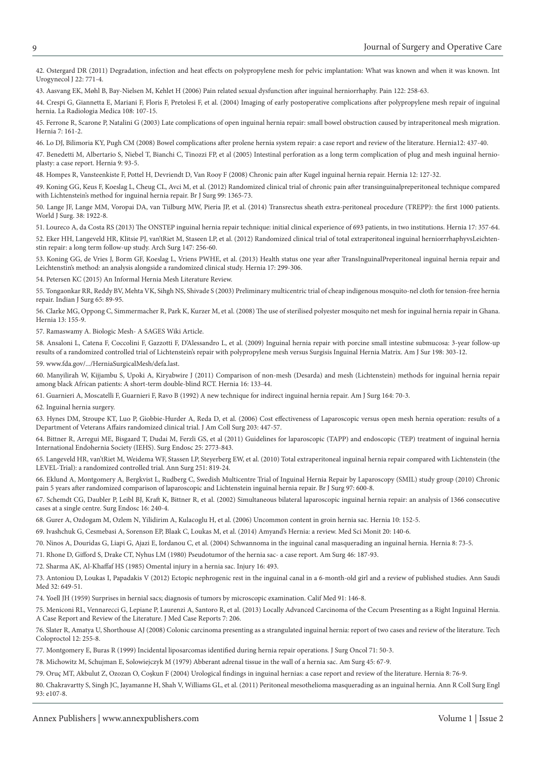42. Ostergard DR (2011) Degradation, infection and heat effects on polypropylene mesh for pelvic implantation: What was known and when it was known. Int Urogynecol J 22: 771-4.

43. Aasvang EK, Møhl B, Bay-Nielsen M, Kehlet H (2006) Pain related sexual dysfunction after inguinal herniorrhaphy. Pain 122: 258-63.

44. Crespi G, Giannetta E, Mariani F, Floris F, Pretolesi F, et al. (2004) Imaging of early postoperative complications after polypropylene mesh repair of inguinal hernia. La Radiologia Medica 108: 107-15.

45. Ferrone R, Scarone P, Natalini G (2003) Late complications of open inguinal hernia repair: small bowel obstruction caused by intraperitoneal mesh migration. Hernia 7: 161-2.

46. Lo DJ, Bilimoria KY, Pugh CM (2008) Bowel complications after prolene hernia system repair: a case report and review of the literature. Hernia12: 437-40.

47. Benedetti M, Albertario S, Niebel T, Bianchi C, Tinozzi FP, et al (2005) Intestinal perforation as a long term complication of plug and mesh inguinal hernioplasty: a case report. Hernia 9: 93-5.

48. Hompes R, Vansteenkiste F, Pottel H, Devriendt D, Van Rooy F (2008) Chronic pain after Kugel inguinal hernia repair. Hernia 12: 127-32.

49. Koning GG, Keus F, Koeslag L, Cheug CL, Avci M, et al. (2012) Randomized clinical trial of chronic pain after transinguinalpreperitoneal technique compared with Lichtenstein's method for inguinal hernia repair. Br J Surg 99: 1365-73.

50. Lange JF, Lange MM, Voropai DA, van Tiilburg MW, Pieria JP, et al. (2014) Transrectus sheath extra-peritoneal procedure (TREPP): the first 1000 patients. World J Surg. 38: 1922-8.

51. Loureco A, da Costa RS (2013) The ONSTEP inguinal hernia repair technique: initial clinical experience of 693 patients, in two institutions. Hernia 17: 357-64.

52. Eker HH, Langeveld HR, Klitsie PJ, van'tRiet M, Staseen LP, et al. (2012) Randomized clinical trial of total extraperitoneal inguinal herniorrhaphyvsLeichtenstin repair: a long term follow-up study. Arch Surg 147: 256-60.

53. Koning GG, de Vries J, Borm GF, Koeslag L, Vriens PWHE, et al. (2013) Health status one year after TransInguinalPreperitoneal inguinal hernia repair and Leichtenstin's method: an analysis alongside a randomized clinical study. Hernia 17: 299-306.

54. Petersen KC (2015) An Informal Hernia Mesh Literature Review.

55. Tongaonkar RR, Reddy BV, Mehta VK, Sihgh NS, Shivade S (2003) Preliminary multicentric trial of cheap indigenous mosquito-nel cloth for tension-free hernia repair. Indian J Surg 65: 89-95.

56. Clarke MG, Oppong C, Simmermacher R, Park K, Kurzer M, et al. (2008) The use of sterilised polyester mosquito net mesh for inguinal hernia repair in Ghana. Hernia 13: 155-9.

57. Ramaswamy A. Biologic Mesh- A SAGES Wiki Article.

58. Ansaloni L, Catena F, Coccolini F, Gazzotti F, D'Alessandro L, et al. (2009) Inguinal hernia repair with porcine small intestine submucosa: 3-year follow-up results of a randomized controlled trial of Lichtenstein's repair with polypropylene mesh versus Surgisis Inguinal Hernia Matrix. Am J Sur 198: 303-12.

59. www.fda.gov/.../HerniaSurgicalMesh/defa.last.

60. Manyilirah W, Kijjambu S, Upoki A, Kiryabwire J (2011) Comparison of non-mesh (Desarda) and mesh (Lichtenstein) methods for inguinal hernia repair among black African patients: A short-term double-blind RCT. Hernia 16: 133-44.

61. Guarnieri A, Moscatelli F, Guarnieri F, Ravo B (1992) A new technique for indirect inguinal hernia repair. Am J Surg 164: 70-3.

62. Inguinal hernia surgery.

63. Hynes DM, Stroupe KT, Luo P, Giobbie-Hurder A, Reda D, et al. (2006) Cost effectiveness of Laparoscopic versus open mesh hernia operation: results of a Department of Veterans Affairs randomized clinical trial. J Am Coll Surg 203: 447-57.

64. Bittner R, Arregui ME, Bisgaard T, Dudai M, Ferzli GS, et al (2011) Guidelines for laparoscopic (TAPP) and endoscopic (TEP) treatment of inguinal hernia International Endohernia Society (IEHS). Surg Endosc 25: 2773-843.

65. Langeveld HR, van'tRiet M, Weidema WF, Stassen LP, Steyerberg EW, et al. (2010) Total extraperitoneal inguinal hernia repair compared with Lichtenstein (the LEVEL-Trial): a randomized controlled trial. Ann Surg 251: 819-24.

66. Eklund A, Montgomery A, Bergkvist L, Rudberg C, Swedish Multicentre Trial of Inguinal Hernia Repair by Laparoscopy (SMIL) study group (2010) Chronic pain 5 years after randomized comparison of laparoscopic and Lichtenstein inguinal hernia repair. Br J Surg 97: 600-8.

67. Schemdt CG, Daubler P, Leibl BJ, Kraft K, Bittner R, et al. (2002) Simultaneous bilateral laparoscopic inguinal hernia repair: an analysis of 1366 consecutive cases at a single centre. Surg Endosc 16: 240-4.

68. Gurer A, Ozdogam M, Ozlem N, Yilidirim A, Kulacoglu H, et al. (2006) Uncommon content in groin hernia sac. Hernia 10: 152-5.

69. Ivashchuk G, Cesmebasi A, Sorenson EP, Blaak C, Loukas M, et al. (2014) Amyand's Hernia: a review. Med Sci Monit 20: 140-6.

70. Ninos A, Douridas G, Liapi G, Ajazi E, Iordanou C, et al. (2004) Schwannoma in the inguinal canal masquerading an inguinal hernia. Hernia 8: 73-5.

71. Rhone D, Gifford S, Drake CT, Nyhus LM (1980) Pseudotumor of the hernia sac- a case report. Am Surg 46: 187-93.

72. Sharma AK, Al-Khaffaf HS (1985) Omental injury in a hernia sac. Injury 16: 493.

73. Antoniou D, Loukas I, Papadakis V (2012) Ectopic nephrogenic rest in the inguinal canal in a 6-month-old girl and a review of published studies. Ann Saudi Med 32: 649-51.

74. Yoell JH (1959) Surprises in hernial sacs; diagnosis of tumors by microscopic examination. Calif Med 91: 146-8.

75. Meniconi RL, Vennarecci G, Lepiane P, Laurenzi A, Santoro R, et al. (2013) Locally Advanced Carcinoma of the Cecum Presenting as a Right Inguinal Hernia. A Case Report and Review of the Literature. J Med Case Reports 7: 206.

76. Slater R, Amatya U, Shorthouse AJ (2008) Colonic carcinoma presenting as a strangulated inguinal hernia: report of two cases and review of the literature. Tech Coloproctol 12: 255-8.

77. Montgomery E, Buras R (1999) Incidental liposarcomas identified during hernia repair operations. J Surg Oncol 71: 50-3.

78. Michowitz M, Schujman E, Solowiejczyk M (1979) Abberant adrenal tissue in the wall of a hernia sac. Am Surg 45: 67-9.

79. Oruç MT, Akbulut Z, Ozozan O, Coşkun F (2004) Urological findings in inguinal hernias: a case report and review of the literature. Hernia 8: 76-9.

80. Chakravartty S, Singh JC, Jayamanne H, Shah V, Williams GL, et al. (2011) Peritoneal mesothelioma masquerading as an inguinal hernia. Ann R Coll Surg Engl 93: e107-8.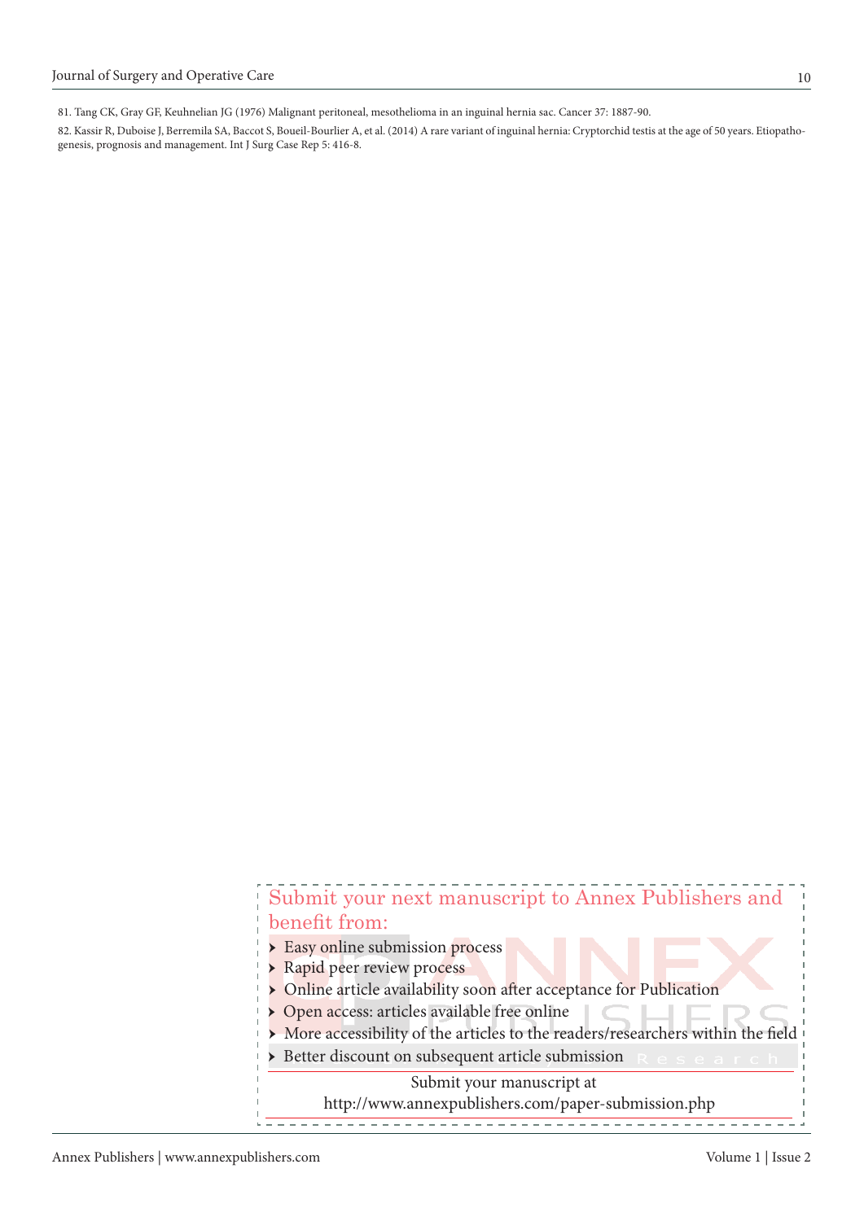81. Tang CK, Gray GF, Keuhnelian JG (1976) Malignant peritoneal, mesothelioma in an inguinal hernia sac. Cancer 37: 1887-90.

82. Kassir R, Duboise J, Berremila SA, Baccot S, Boueil-Bourlier A, et al. (2014) A rare variant of inguinal hernia: Cryptorchid testis at the age of 50 years. Etiopathogenesis, prognosis and management. Int J Surg Case Rep 5: 416-8.

Submit your next manuscript to Annex Publishers and benefit from:

- Easy online submission process
- Rapid peer review process
- Online article availability soon after acceptance for Publication
- Open access: articles available free online
- More accessibility of the articles to the readers/researchers within the field
- Better discount on subsequent article submission

Submit your manuscript at
http://www.annexpublishers.com/paper-submission.php